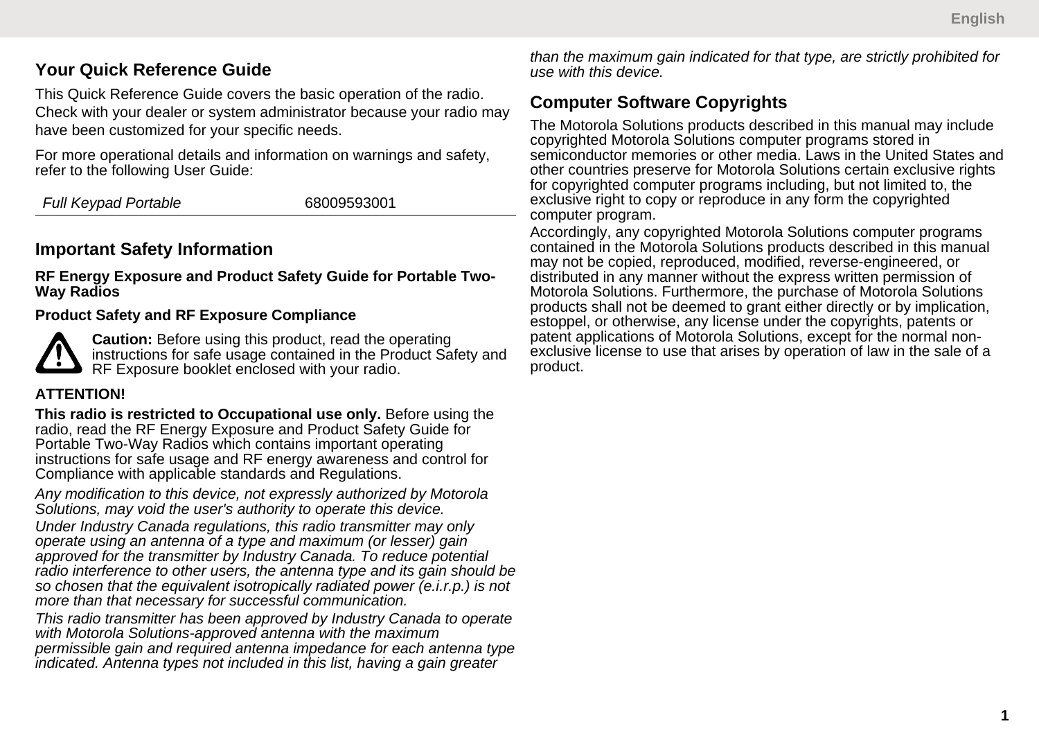## Your Quick Reference Guide

This Quick Reference Guide covers the basic operation of the radio. Check with your dealer or system administrator because your radio may have been customized for your specific needs.

For more operational details and information on warnings and safety, refer to the following User Guide:

| *Full Keypad Portable* | 68009593001 |
|---|---|

## Important Safety Information

**RF Energy Exposure and Product Safety Guide for Portable Two-Way Radios**

**Product Safety and RF Exposure Compliance**

**Caution:** Before using this product, read the operating instructions for safe usage contained in the Product Safety and RF Exposure booklet enclosed with your radio.

**ATTENTION!**

**This radio is restricted to Occupational use only.** Before using the radio, read the RF Energy Exposure and Product Safety Guide for Portable Two-Way Radios which contains important operating instructions for safe usage and RF energy awareness and control for Compliance with applicable standards and Regulations.

*Any modification to this device, not expressly authorized by Motorola Solutions, may void the user's authority to operate this device.*

*Under Industry Canada regulations, this radio transmitter may only operate using an antenna of a type and maximum (or lesser) gain approved for the transmitter by Industry Canada. To reduce potential radio interference to other users, the antenna type and its gain should be so chosen that the equivalent isotropically radiated power (e.i.r.p.) is not more than that necessary for successful communication.*

*This radio transmitter has been approved by Industry Canada to operate with Motorola Solutions-approved antenna with the maximum permissible gain and required antenna impedance for each antenna type indicated. Antenna types not included in this list, having a gain greater than the maximum gain indicated for that type, are strictly prohibited for use with this device.*

## Computer Software Copyrights

The Motorola Solutions products described in this manual may include copyrighted Motorola Solutions computer programs stored in semiconductor memories or other media. Laws in the United States and other countries preserve for Motorola Solutions certain exclusive rights for copyrighted computer programs including, but not limited to, the exclusive right to copy or reproduce in any form the copyrighted computer program.

Accordingly, any copyrighted Motorola Solutions computer programs contained in the Motorola Solutions products described in this manual may not be copied, reproduced, modified, reverse-engineered, or distributed in any manner without the express written permission of Motorola Solutions. Furthermore, the purchase of Motorola Solutions products shall not be deemed to grant either directly or by implication, estoppel, or otherwise, any license under the copyrights, patents or patent applications of Motorola Solutions, except for the normal non-exclusive license to use that arises by operation of law in the sale of a product.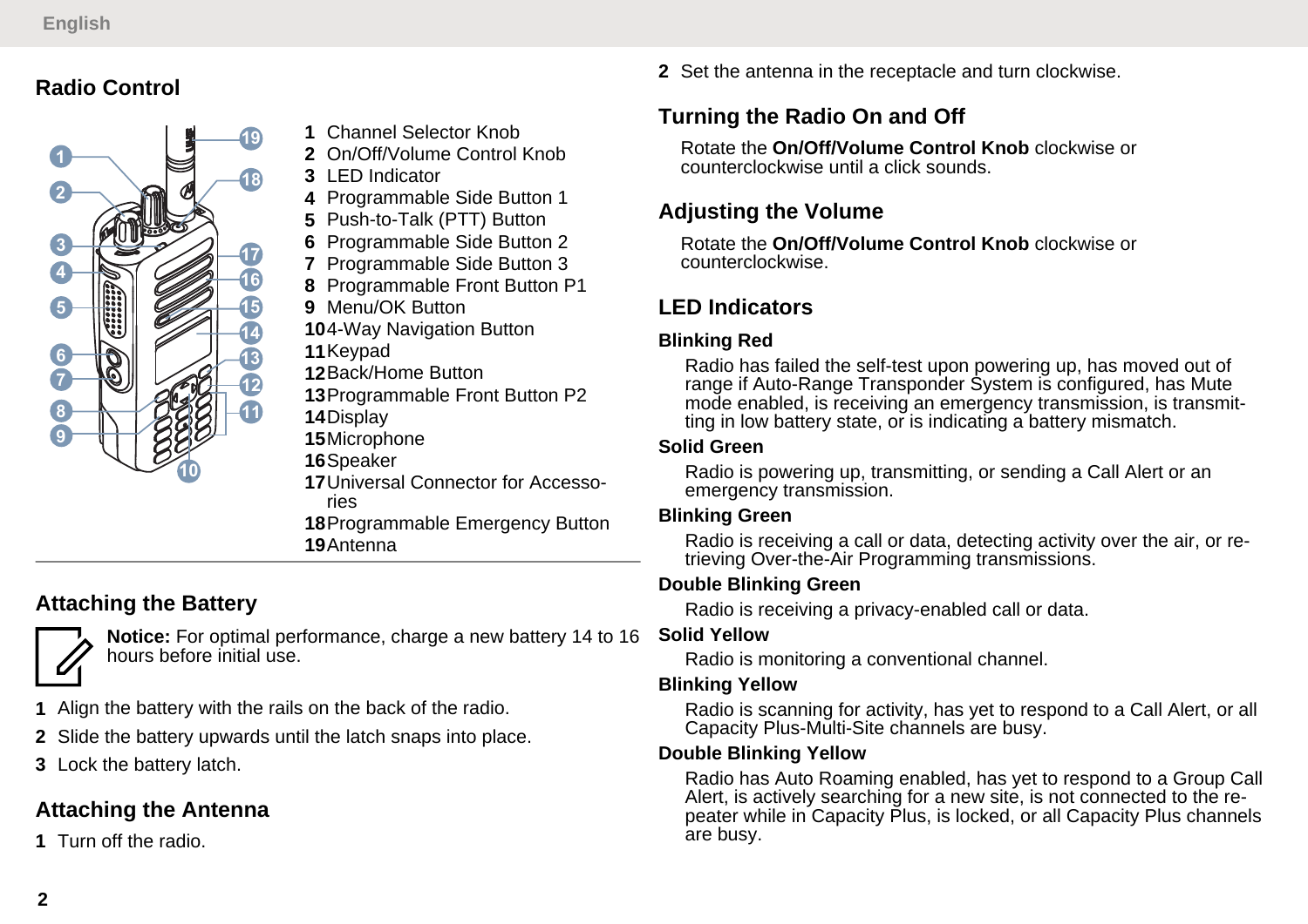## Radio Control

1 Channel Selector Knob
2 On/Off/Volume Control Knob
3 LED Indicator
4 Programmable Side Button 1
5 Push-to-Talk (PTT) Button
6 Programmable Side Button 2
7 Programmable Side Button 3
8 Programmable Front Button P1
9 Menu/OK Button
10 4-Way Navigation Button
11 Keypad
12 Back/Home Button
13 Programmable Front Button P2
14 Display
15 Microphone
16 Speaker
17 Universal Connector for Accessories
18 Programmable Emergency Button
19 Antenna

## Attaching the Battery

**Notice:** For optimal performance, charge a new battery 14 to 16 hours before initial use.

1 Align the battery with the rails on the back of the radio.
2 Slide the battery upwards until the latch snaps into place.
3 Lock the battery latch.

## Attaching the Antenna

1 Turn off the radio.
2 Set the antenna in the receptacle and turn clockwise.

## Turning the Radio On and Off

Rotate the **On/Off/Volume Control Knob** clockwise or counterclockwise until a click sounds.

## Adjusting the Volume

Rotate the **On/Off/Volume Control Knob** clockwise or counterclockwise.

## LED Indicators

**Blinking Red**
Radio has failed the self-test upon powering up, has moved out of range if Auto-Range Transponder System is configured, has Mute mode enabled, is receiving an emergency transmission, is transmitting in low battery state, or is indicating a battery mismatch.

**Solid Green**
Radio is powering up, transmitting, or sending a Call Alert or an emergency transmission.

**Blinking Green**
Radio is receiving a call or data, detecting activity over the air, or retrieving Over-the-Air Programming transmissions.

**Double Blinking Green**
Radio is receiving a privacy-enabled call or data.

**Solid Yellow**
Radio is monitoring a conventional channel.

**Blinking Yellow**
Radio is scanning for activity, has yet to respond to a Call Alert, or all Capacity Plus-Multi-Site channels are busy.

**Double Blinking Yellow**
Radio has Auto Roaming enabled, has yet to respond to a Group Call Alert, is actively searching for a new site, is not connected to the repeater while in Capacity Plus, is locked, or all Capacity Plus channels are busy.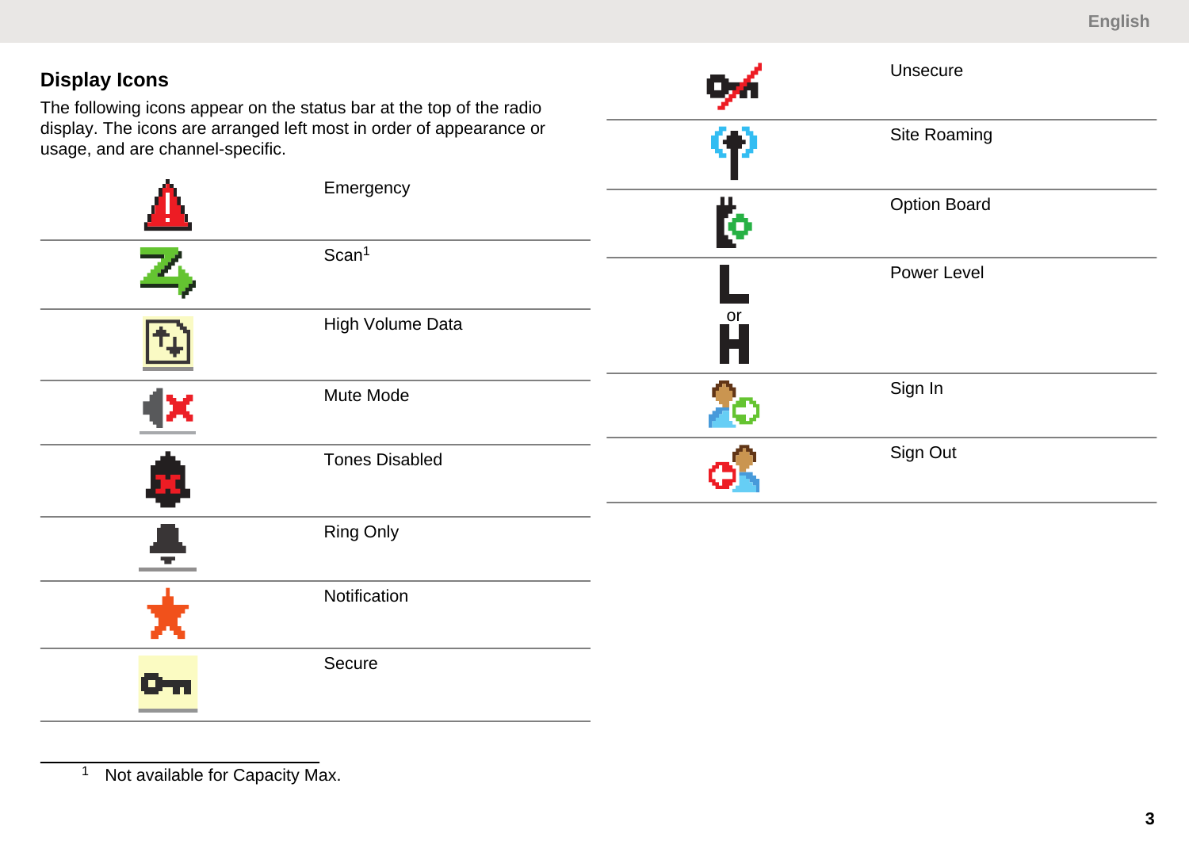## Display Icons

The following icons appear on the status bar at the top of the radio display. The icons are arranged left most in order of appearance or usage, and are channel-specific.

| Icon | Description |
|---|---|
| | Emergency |
| | Scan[1] |
| | High Volume Data |
| | Mute Mode |
| | Tones Disabled |
| | Ring Only |
| | Notification |
| | Secure |
| | Unsecure |
| | Site Roaming |
| | Option Board |
| L or H | Power Level |
| | Sign In |
| | Sign Out |

[1] Not available for Capacity Max.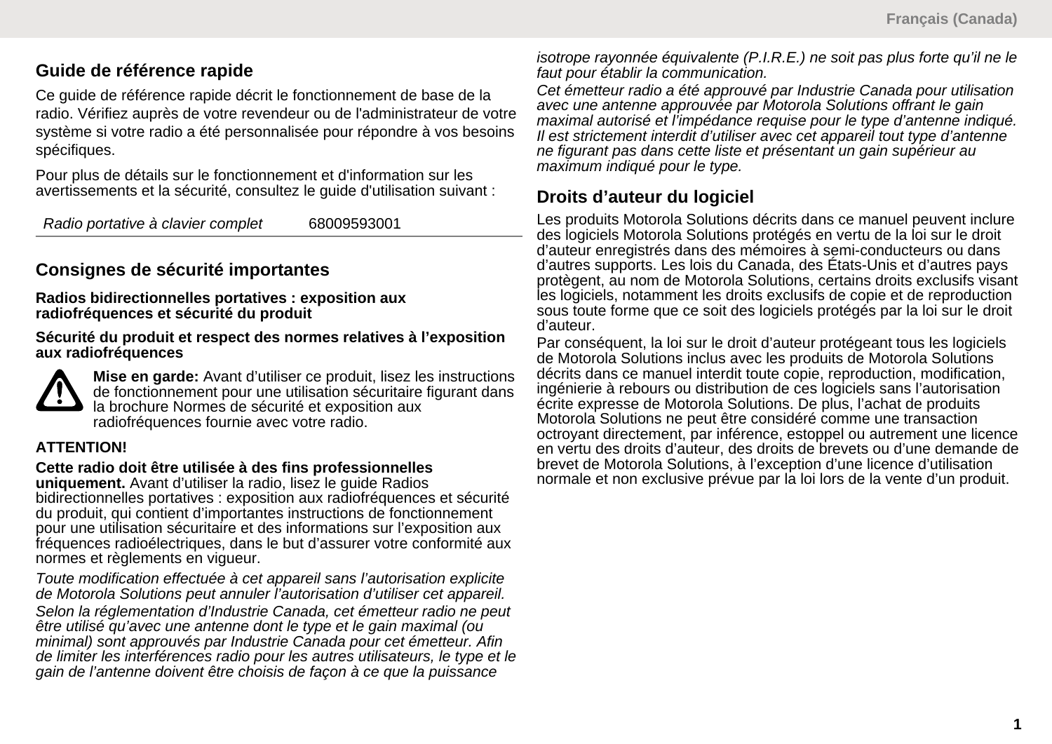## Guide de référence rapide

Ce guide de référence rapide décrit le fonctionnement de base de la radio. Vérifiez auprès de votre revendeur ou de l'administrateur de votre système si votre radio a été personnalisée pour répondre à vos besoins spécifiques.

Pour plus de détails sur le fonctionnement et d'information sur les avertissements et la sécurité, consultez le guide d'utilisation suivant :

| *Radio portative à clavier complet* | 68009593001 |
|---|---|

## Consignes de sécurité importantes

**Radios bidirectionnelles portatives : exposition aux radiofréquences et sécurité du produit**

**Sécurité du produit et respect des normes relatives à l’exposition aux radiofréquences**

**Mise en garde:** Avant d’utiliser ce produit, lisez les instructions de fonctionnement pour une utilisation sécuritaire figurant dans la brochure Normes de sécurité et exposition aux radiofréquences fournie avec votre radio.

**ATTENTION!**

**Cette radio doit être utilisée à des fins professionnelles uniquement.** Avant d’utiliser la radio, lisez le guide Radios bidirectionnelles portatives : exposition aux radiofréquences et sécurité du produit, qui contient d’importantes instructions de fonctionnement pour une utilisation sécuritaire et des informations sur l’exposition aux fréquences radioélectriques, dans le but d’assurer votre conformité aux normes et règlements en vigueur.

*Toute modification effectuée à cet appareil sans l’autorisation explicite de Motorola Solutions peut annuler l’autorisation d’utiliser cet appareil.*

*Selon la réglementation d’Industrie Canada, cet émetteur radio ne peut être utilisé qu’avec une antenne dont le type et le gain maximal (ou minimal) sont approuvés par Industrie Canada pour cet émetteur. Afin de limiter les interférences radio pour les autres utilisateurs, le type et le gain de l’antenne doivent être choisis de façon à ce que la puissance isotrope rayonnée équivalente (P.I.R.E.) ne soit pas plus forte qu’il ne le faut pour établir la communication.*

*Cet émetteur radio a été approuvé par Industrie Canada pour utilisation avec une antenne approuvée par Motorola Solutions offrant le gain maximal autorisé et l’impédance requise pour le type d’antenne indiqué. Il est strictement interdit d’utiliser avec cet appareil tout type d’antenne ne figurant pas dans cette liste et présentant un gain supérieur au maximum indiqué pour le type.*

## Droits d’auteur du logiciel

Les produits Motorola Solutions décrits dans ce manuel peuvent inclure des logiciels Motorola Solutions protégés en vertu de la loi sur le droit d’auteur enregistrés dans des mémoires à semi-conducteurs ou dans d’autres supports. Les lois du Canada, des États-Unis et d’autres pays protègent, au nom de Motorola Solutions, certains droits exclusifs visant les logiciels, notamment les droits exclusifs de copie et de reproduction sous toute forme que ce soit des logiciels protégés par la loi sur le droit d’auteur.

Par conséquent, la loi sur le droit d’auteur protégeant tous les logiciels de Motorola Solutions inclus avec les produits de Motorola Solutions décrits dans ce manuel interdit toute copie, reproduction, modification, ingénierie à rebours ou distribution de ces logiciels sans l’autorisation écrite expresse de Motorola Solutions. De plus, l’achat de produits Motorola Solutions ne peut être considéré comme une transaction octroyant directement, par inférence, estoppel ou autrement une licence en vertu des droits d’auteur, des droits de brevets ou d’une demande de brevet de Motorola Solutions, à l’exception d’une licence d’utilisation normale et non exclusive prévue par la loi lors de la vente d’un produit.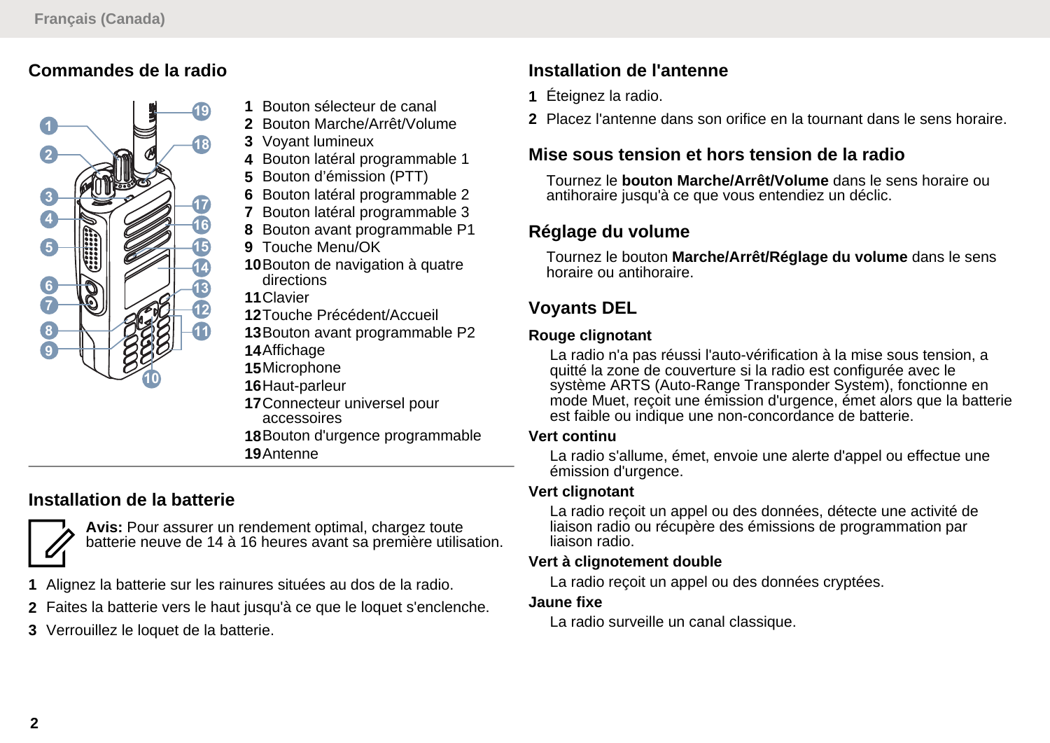## Commandes de la radio

1. Bouton sélecteur de canal
2. Bouton Marche/Arrêt/Volume
3. Voyant lumineux
4. Bouton latéral programmable 1
5. Bouton d'émission (PTT)
6. Bouton latéral programmable 2
7. Bouton latéral programmable 3
8. Bouton avant programmable P1
9. Touche Menu/OK
10. Bouton de navigation à quatre directions
11. Clavier
12. Touche Précédent/Accueil
13. Bouton avant programmable P2
14. Affichage
15. Microphone
16. Haut-parleur
17. Connecteur universel pour accessoires
18. Bouton d'urgence programmable
19. Antenne

## Installation de la batterie

**Avis:** Pour assurer un rendement optimal, chargez toute batterie neuve de 14 à 16 heures avant sa première utilisation.

1. Alignez la batterie sur les rainures situées au dos de la radio.
2. Faites la batterie vers le haut jusqu'à ce que le loquet s'enclenche.
3. Verrouillez le loquet de la batterie.

## Installation de l'antenne

1. Éteignez la radio.
2. Placez l'antenne dans son orifice en la tournant dans le sens horaire.

## Mise sous tension et hors tension de la radio

Tournez le **bouton Marche/Arrêt/Volume** dans le sens horaire ou antihoraire jusqu'à ce que vous entendiez un déclic.

## Réglage du volume

Tournez le bouton **Marche/Arrêt/Réglage du volume** dans le sens horaire ou antihoraire.

## Voyants DEL

**Rouge clignotant**

La radio n'a pas réussi l'auto-vérification à la mise sous tension, a quitté la zone de couverture si la radio est configurée avec le système ARTS (Auto-Range Transponder System), fonctionne en mode Muet, reçoit une émission d'urgence, émet alors que la batterie est faible ou indique une non-concordance de batterie.

**Vert continu**

La radio s'allume, émet, envoie une alerte d'appel ou effectue une émission d'urgence.

**Vert clignotant**

La radio reçoit un appel ou des données, détecte une activité de liaison radio ou récupère des émissions de programmation par liaison radio.

**Vert à clignotement double**

La radio reçoit un appel ou des données cryptées.

**Jaune fixe**

La radio surveille un canal classique.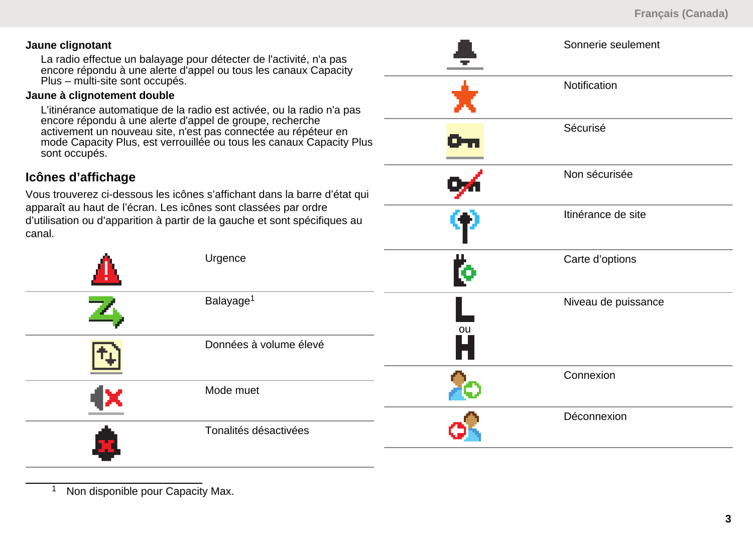**Jaune clignotant**

La radio effectue un balayage pour détecter de l'activité, n'a pas encore répondu à une alerte d'appel ou tous les canaux Capacity Plus – multi-site sont occupés.

**Jaune à clignotement double**

L'itinérance automatique de la radio est activée, ou la radio n'a pas encore répondu à une alerte d'appel de groupe, recherche activement un nouveau site, n'est pas connectée au répéteur en mode Capacity Plus, est verrouillée ou tous les canaux Capacity Plus sont occupés.

## Icônes d'affichage

Vous trouverez ci-dessous les icônes s'affichant dans la barre d'état qui apparaît au haut de l'écran. Les icônes sont classées par ordre d'utilisation ou d'apparition à partir de la gauche et sont spécifiques au canal.

| | |
|---|---|
| | Urgence |
| | Balayage[1] |
| | Données à volume élevé |
| | Mode muet |
| | Tonalités désactivées |
| | Sonnerie seulement |
| | Notification |
| | Sécurisé |
| | Non sécurisée |
| | Itinérance de site |
| | Carte d'options |
| L ou H | Niveau de puissance |
| | Connexion |
| | Déconnexion |

[1] Non disponible pour Capacity Max.